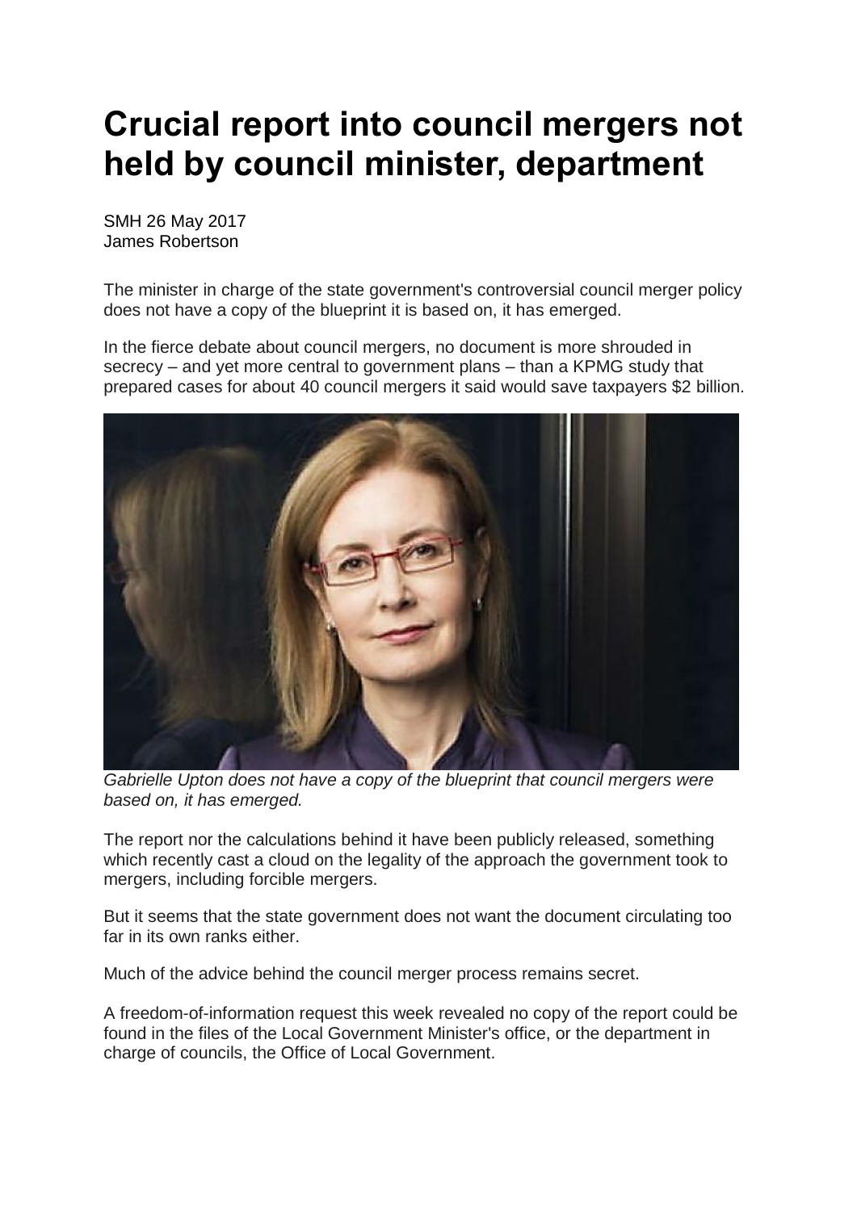# Crucial report into council mergers not held by council minister, department

SMH 26 May 2017
James Robertson

The minister in charge of the state government's controversial council merger policy does not have a copy of the blueprint it is based on, it has emerged.

In the fierce debate about council mergers, no document is more shrouded in secrecy – and yet more central to government plans – than a KPMG study that prepared cases for about 40 council mergers it said would save taxpayers $2 billion.

*Gabrielle Upton does not have a copy of the blueprint that council mergers were based on, it has emerged.*

The report nor the calculations behind it have been publicly released, something which recently cast a cloud on the legality of the approach the government took to mergers, including forcible mergers.

But it seems that the state government does not want the document circulating too far in its own ranks either.

Much of the advice behind the council merger process remains secret.

A freedom-of-information request this week revealed no copy of the report could be found in the files of the Local Government Minister's office, or the department in charge of councils, the Office of Local Government.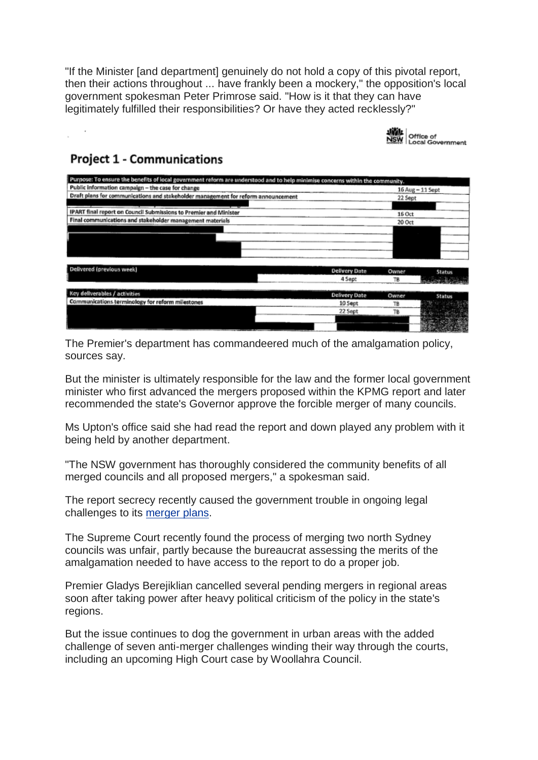"If the Minister [and department] genuinely do not hold a copy of this pivotal report, then their actions throughout ... have frankly been a mockery," the opposition's local government spokesman Peter Primrose said. "How is it that they can have legitimately fulfilled their responsibilities? Or have they acted recklessly?"

Office of Local Government

## Project 1 - Communications

| Purpose: To ensure the benefits of local government reform are understood and to help minimise concerns within the community. | | |
|---|---|---|
| Public information campaign – the case for change | 16 Aug – 11 Sept | |
| Draft plans for communications and stakeholder management for reform announcement | 22 Sept | |
| | | |
| IPART final report on Council Submissions to Premier and Minister | 16 Oct | |
| Final communications and stakeholder management materials | 20 Oct | |
| | | |
| | | |
| | | |
| | | |

| Delivered (previous week) | Delivery Date | Owner | Status |
|---|---|---|---|
| | 4 Sept | TB | |

| Key deliverables / activities | Delivery Date | Owner | Status |
|---|---|---|---|
| Communications terminology for reform milestones | 10 Sept | TB | |
| | 22 Sept | TB | |
| | | | |

The Premier's department has commandeered much of the amalgamation policy, sources say.

But the minister is ultimately responsible for the law and the former local government minister who first advanced the mergers proposed within the KPMG report and later recommended the state's Governor approve the forcible merger of many councils.

Ms Upton's office said she had read the report and down played any problem with it being held by another department.

"The NSW government has thoroughly considered the community benefits of all merged councils and all proposed mergers," a spokesman said.

The report secrecy recently caused the government trouble in ongoing legal challenges to its merger plans.

The Supreme Court recently found the process of merging two north Sydney councils was unfair, partly because the bureaucrat assessing the merits of the amalgamation needed to have access to the report to do a proper job.

Premier Gladys Berejiklian cancelled several pending mergers in regional areas soon after taking power after heavy political criticism of the policy in the state's regions.

But the issue continues to dog the government in urban areas with the added challenge of seven anti-merger challenges winding their way through the courts, including an upcoming High Court case by Woollahra Council.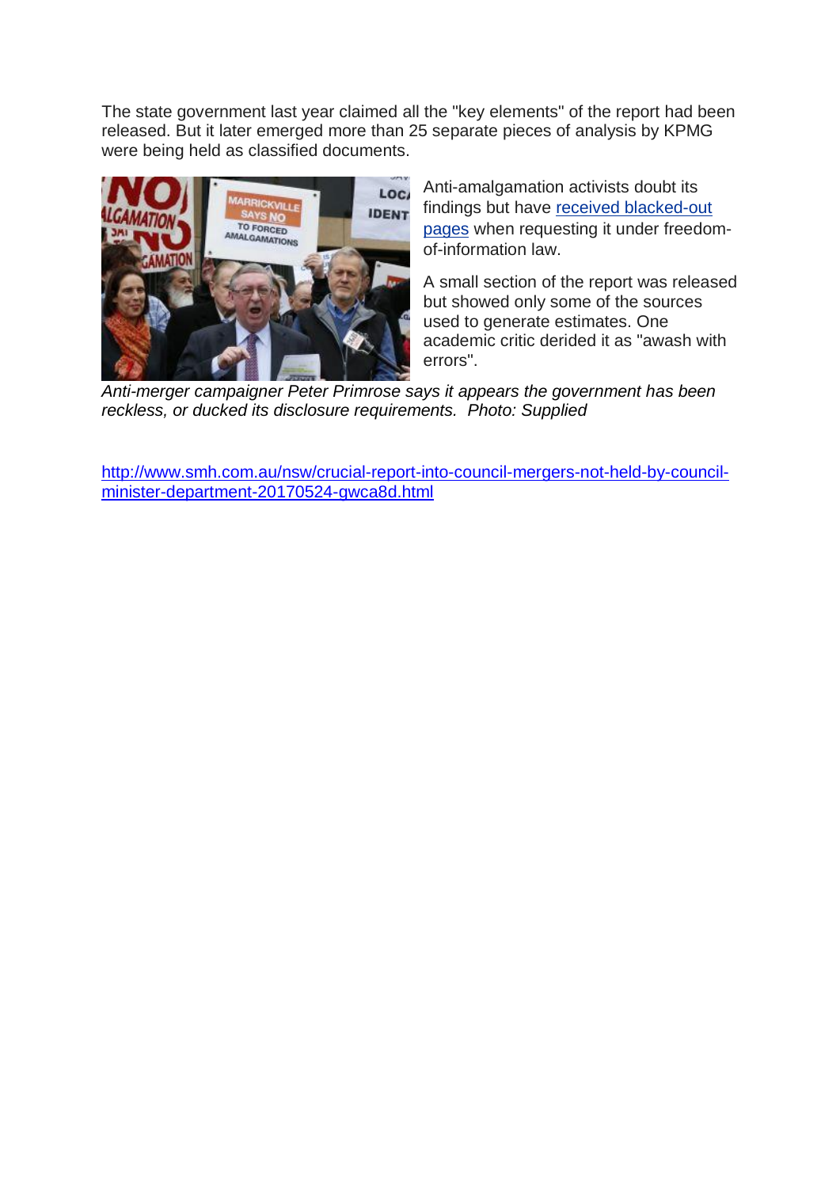The state government last year claimed all the "key elements" of the report had been released. But it later emerged more than 25 separate pieces of analysis by KPMG were being held as classified documents.

Anti-amalgamation activists doubt its findings but have [received blacked-out pages](http://www.smh.com.au/nsw/crucial-report-into-council-mergers-not-held-by-council-minister-department-20170524-gwca8d.html) when requesting it under freedom-of-information law.

A small section of the report was released but showed only some of the sources used to generate estimates. One academic critic derided it as "awash with errors".

*Anti-merger campaigner Peter Primrose says it appears the government has been reckless, or ducked its disclosure requirements. Photo: Supplied*

[http://www.smh.com.au/nsw/crucial-report-into-council-mergers-not-held-by-council-minister-department-20170524-gwca8d.html](http://www.smh.com.au/nsw/crucial-report-into-council-mergers-not-held-by-council-minister-department-20170524-gwca8d.html)